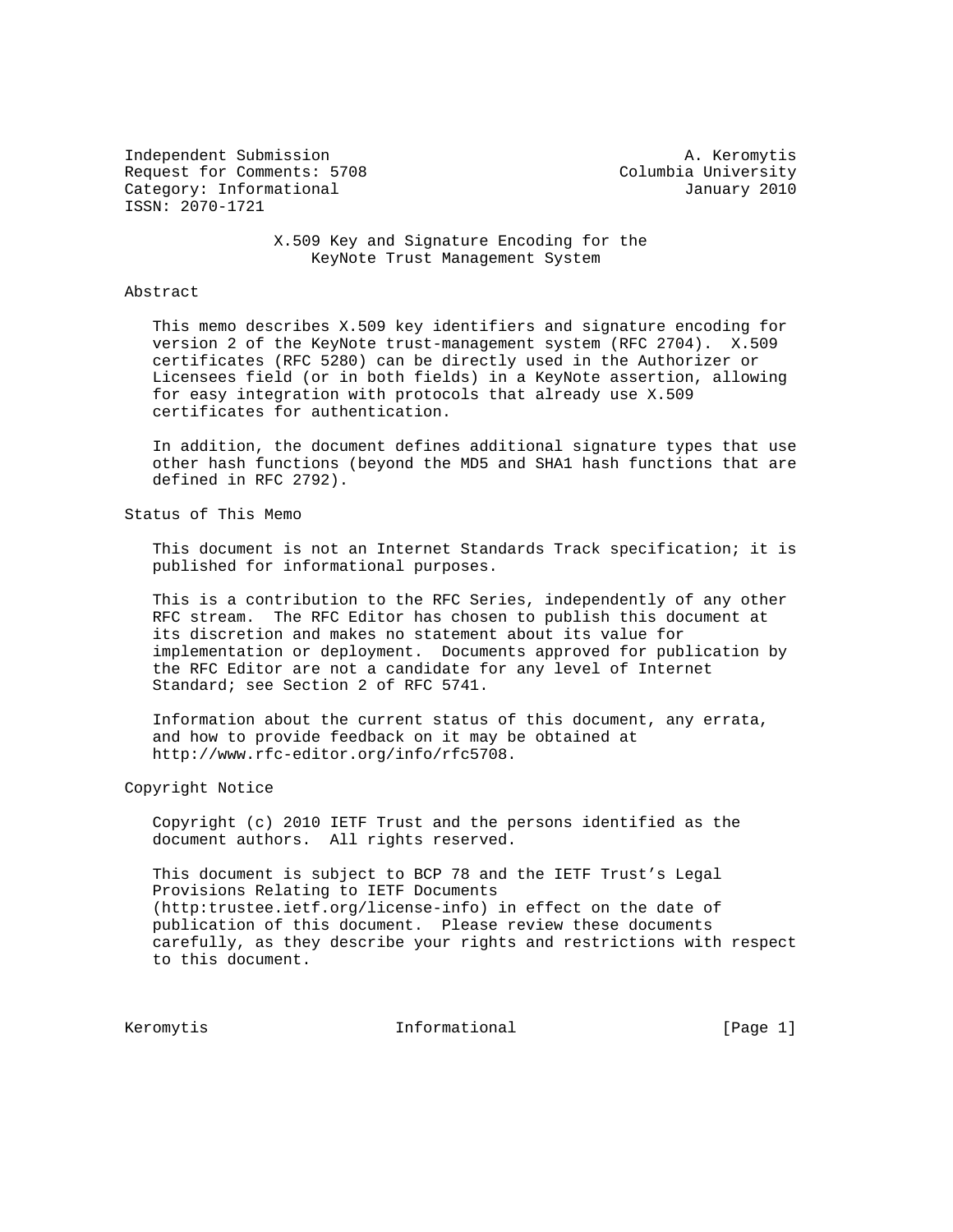Independent Submission A. Keromytis
Request for Comments: 5708 Columbia University
Category: Informational January 2010
ISSN: 2070-1721

# X.509 Key and Signature Encoding for the KeyNote Trust Management System

## Abstract

This memo describes X.509 key identifiers and signature encoding for version 2 of the KeyNote trust-management system (RFC 2704). X.509 certificates (RFC 5280) can be directly used in the Authorizer or Licensees field (or in both fields) in a KeyNote assertion, allowing for easy integration with protocols that already use X.509 certificates for authentication.

In addition, the document defines additional signature types that use other hash functions (beyond the MD5 and SHA1 hash functions that are defined in RFC 2792).

## Status of This Memo

This document is not an Internet Standards Track specification; it is published for informational purposes.

This is a contribution to the RFC Series, independently of any other RFC stream. The RFC Editor has chosen to publish this document at its discretion and makes no statement about its value for implementation or deployment. Documents approved for publication by the RFC Editor are not a candidate for any level of Internet Standard; see Section 2 of RFC 5741.

Information about the current status of this document, any errata, and how to provide feedback on it may be obtained at http://www.rfc-editor.org/info/rfc5708.

## Copyright Notice

Copyright (c) 2010 IETF Trust and the persons identified as the document authors. All rights reserved.

This document is subject to BCP 78 and the IETF Trust's Legal Provisions Relating to IETF Documents (http:trustee.ietf.org/license-info) in effect on the date of publication of this document. Please review these documents carefully, as they describe your rights and restrictions with respect to this document.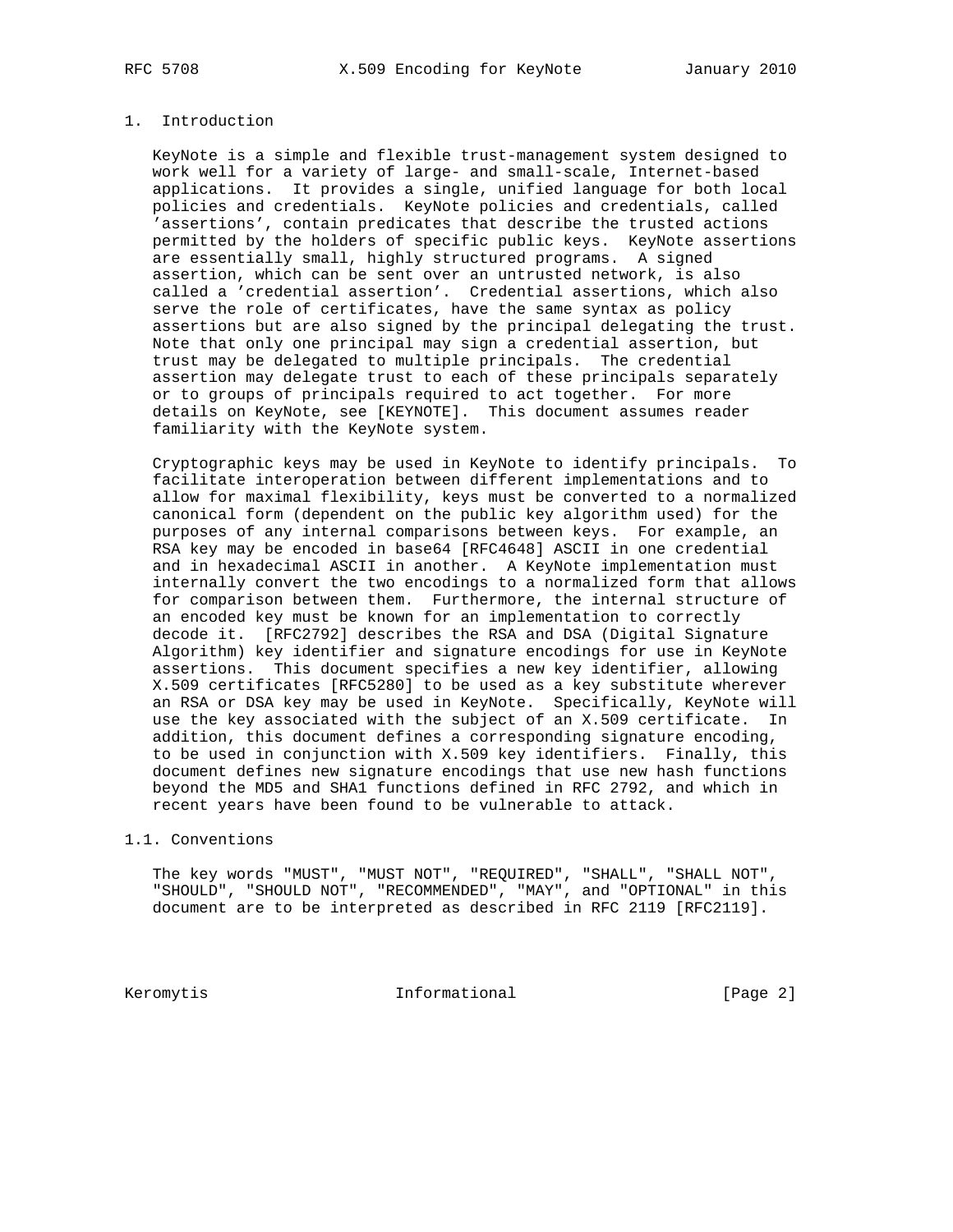## 1. Introduction

KeyNote is a simple and flexible trust-management system designed to work well for a variety of large- and small-scale, Internet-based applications. It provides a single, unified language for both local policies and credentials. KeyNote policies and credentials, called 'assertions', contain predicates that describe the trusted actions permitted by the holders of specific public keys. KeyNote assertions are essentially small, highly structured programs. A signed assertion, which can be sent over an untrusted network, is also called a 'credential assertion'. Credential assertions, which also serve the role of certificates, have the same syntax as policy assertions but are also signed by the principal delegating the trust. Note that only one principal may sign a credential assertion, but trust may be delegated to multiple principals. The credential assertion may delegate trust to each of these principals separately or to groups of principals required to act together. For more details on KeyNote, see [KEYNOTE]. This document assumes reader familiarity with the KeyNote system.

Cryptographic keys may be used in KeyNote to identify principals. To facilitate interoperation between different implementations and to allow for maximal flexibility, keys must be converted to a normalized canonical form (dependent on the public key algorithm used) for the purposes of any internal comparisons between keys. For example, an RSA key may be encoded in base64 [RFC4648] ASCII in one credential and in hexadecimal ASCII in another. A KeyNote implementation must internally convert the two encodings to a normalized form that allows for comparison between them. Furthermore, the internal structure of an encoded key must be known for an implementation to correctly decode it. [RFC2792] describes the RSA and DSA (Digital Signature Algorithm) key identifier and signature encodings for use in KeyNote assertions. This document specifies a new key identifier, allowing X.509 certificates [RFC5280] to be used as a key substitute wherever an RSA or DSA key may be used in KeyNote. Specifically, KeyNote will use the key associated with the subject of an X.509 certificate. In addition, this document defines a corresponding signature encoding, to be used in conjunction with X.509 key identifiers. Finally, this document defines new signature encodings that use new hash functions beyond the MD5 and SHA1 functions defined in RFC 2792, and which in recent years have been found to be vulnerable to attack.

### 1.1. Conventions

The key words "MUST", "MUST NOT", "REQUIRED", "SHALL", "SHALL NOT", "SHOULD", "SHOULD NOT", "RECOMMENDED", "MAY", and "OPTIONAL" in this document are to be interpreted as described in RFC 2119 [RFC2119].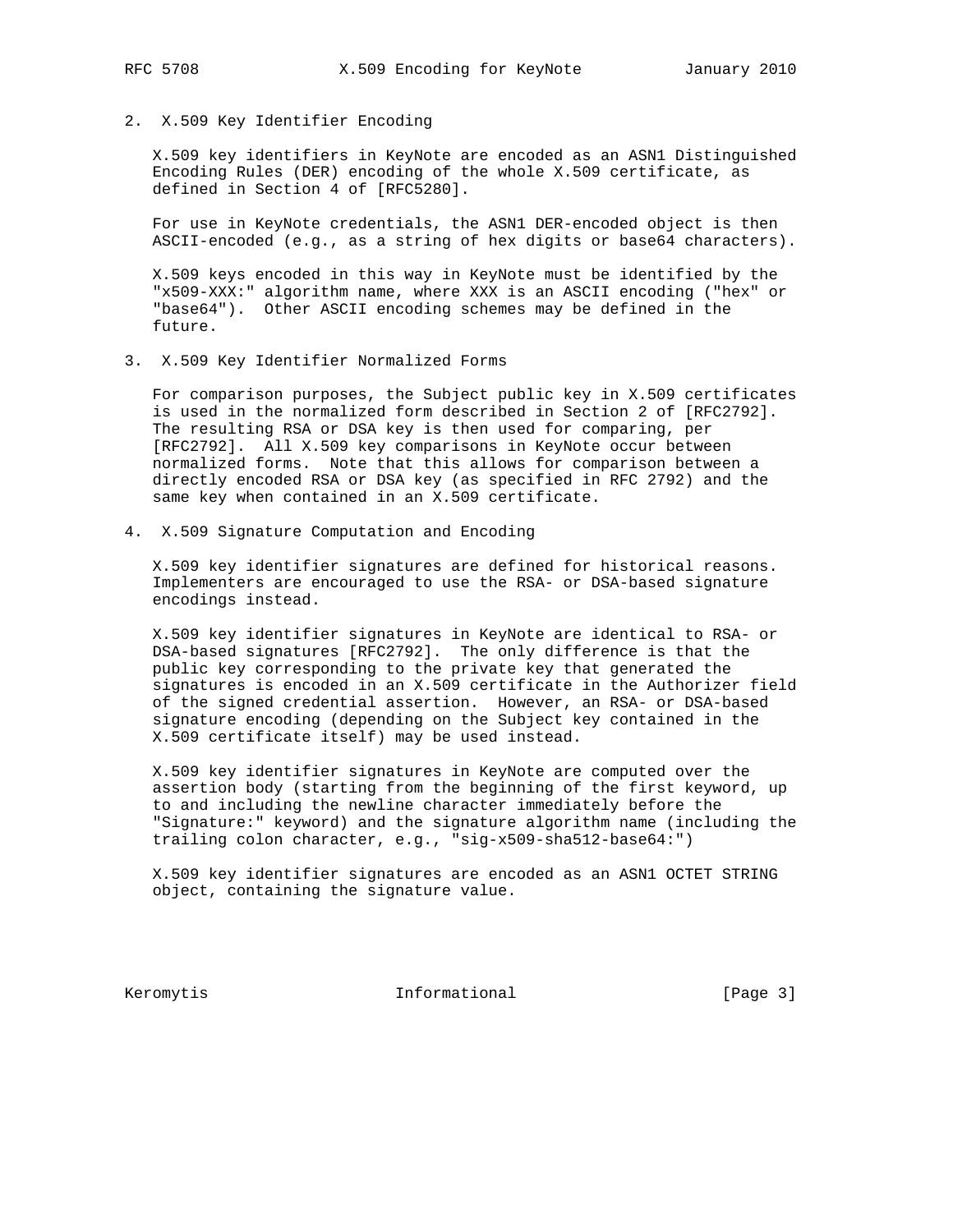## 2. X.509 Key Identifier Encoding

X.509 key identifiers in KeyNote are encoded as an ASN1 Distinguished Encoding Rules (DER) encoding of the whole X.509 certificate, as defined in Section 4 of [RFC5280].

For use in KeyNote credentials, the ASN1 DER-encoded object is then ASCII-encoded (e.g., as a string of hex digits or base64 characters).

X.509 keys encoded in this way in KeyNote must be identified by the "x509-XXX:" algorithm name, where XXX is an ASCII encoding ("hex" or "base64"). Other ASCII encoding schemes may be defined in the future.

## 3. X.509 Key Identifier Normalized Forms

For comparison purposes, the Subject public key in X.509 certificates is used in the normalized form described in Section 2 of [RFC2792]. The resulting RSA or DSA key is then used for comparing, per [RFC2792]. All X.509 key comparisons in KeyNote occur between normalized forms. Note that this allows for comparison between a directly encoded RSA or DSA key (as specified in RFC 2792) and the same key when contained in an X.509 certificate.

## 4. X.509 Signature Computation and Encoding

X.509 key identifier signatures are defined for historical reasons. Implementers are encouraged to use the RSA- or DSA-based signature encodings instead.

X.509 key identifier signatures in KeyNote are identical to RSA- or DSA-based signatures [RFC2792]. The only difference is that the public key corresponding to the private key that generated the signatures is encoded in an X.509 certificate in the Authorizer field of the signed credential assertion. However, an RSA- or DSA-based signature encoding (depending on the Subject key contained in the X.509 certificate itself) may be used instead.

X.509 key identifier signatures in KeyNote are computed over the assertion body (starting from the beginning of the first keyword, up to and including the newline character immediately before the "Signature:" keyword) and the signature algorithm name (including the trailing colon character, e.g., "sig-x509-sha512-base64:")

X.509 key identifier signatures are encoded as an ASN1 OCTET STRING object, containing the signature value.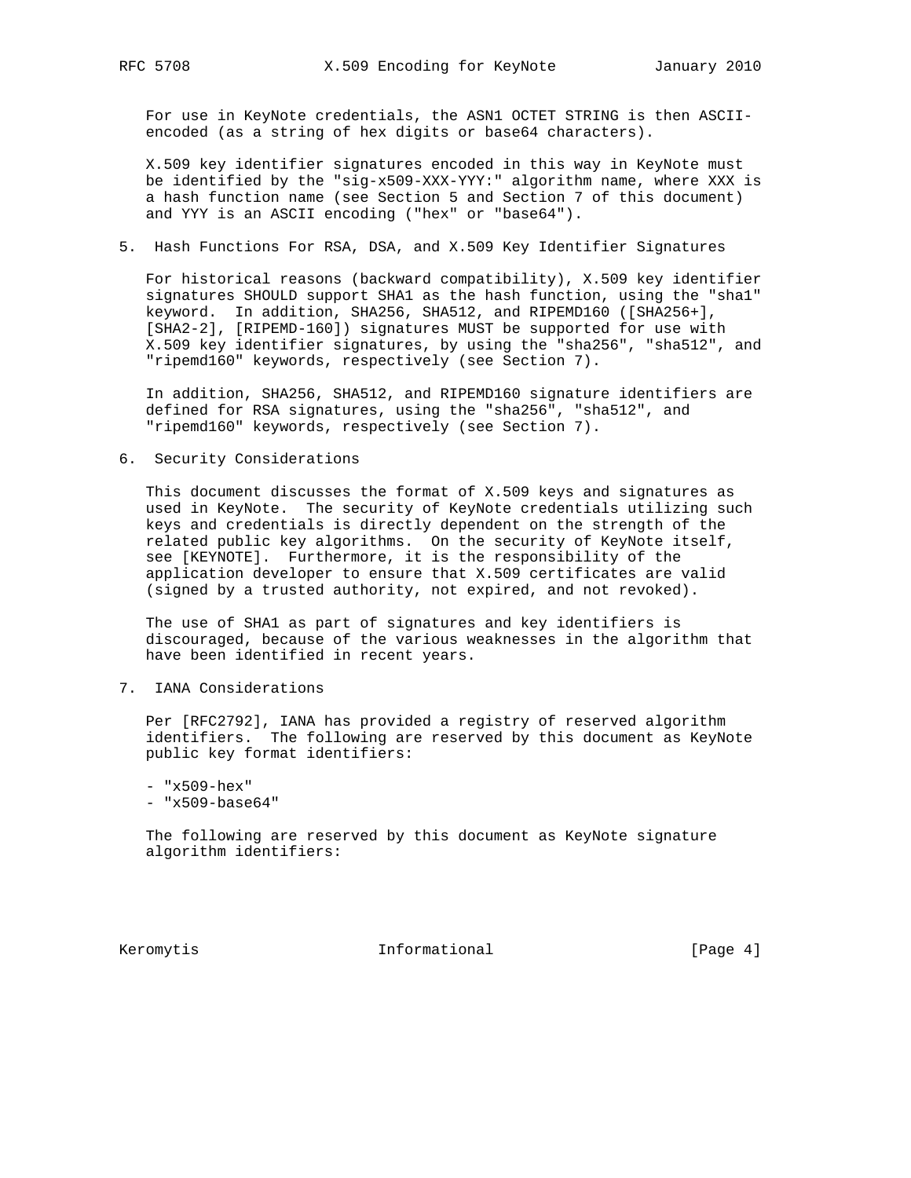For use in KeyNote credentials, the ASN1 OCTET STRING is then ASCII-encoded (as a string of hex digits or base64 characters).

X.509 key identifier signatures encoded in this way in KeyNote must be identified by the "sig-x509-XXX-YYY:" algorithm name, where XXX is a hash function name (see Section 5 and Section 7 of this document) and YYY is an ASCII encoding ("hex" or "base64").

## 5. Hash Functions For RSA, DSA, and X.509 Key Identifier Signatures

For historical reasons (backward compatibility), X.509 key identifier signatures SHOULD support SHA1 as the hash function, using the "sha1" keyword. In addition, SHA256, SHA512, and RIPEMD160 ([SHA256+], [SHA2-2], [RIPEMD-160]) signatures MUST be supported for use with X.509 key identifier signatures, by using the "sha256", "sha512", and "ripemd160" keywords, respectively (see Section 7).

In addition, SHA256, SHA512, and RIPEMD160 signature identifiers are defined for RSA signatures, using the "sha256", "sha512", and "ripemd160" keywords, respectively (see Section 7).

## 6. Security Considerations

This document discusses the format of X.509 keys and signatures as used in KeyNote. The security of KeyNote credentials utilizing such keys and credentials is directly dependent on the strength of the related public key algorithms. On the security of KeyNote itself, see [KEYNOTE]. Furthermore, it is the responsibility of the application developer to ensure that X.509 certificates are valid (signed by a trusted authority, not expired, and not revoked).

The use of SHA1 as part of signatures and key identifiers is discouraged, because of the various weaknesses in the algorithm that have been identified in recent years.

## 7. IANA Considerations

Per [RFC2792], IANA has provided a registry of reserved algorithm identifiers. The following are reserved by this document as KeyNote public key format identifiers:

- "x509-hex"
- "x509-base64"

The following are reserved by this document as KeyNote signature algorithm identifiers: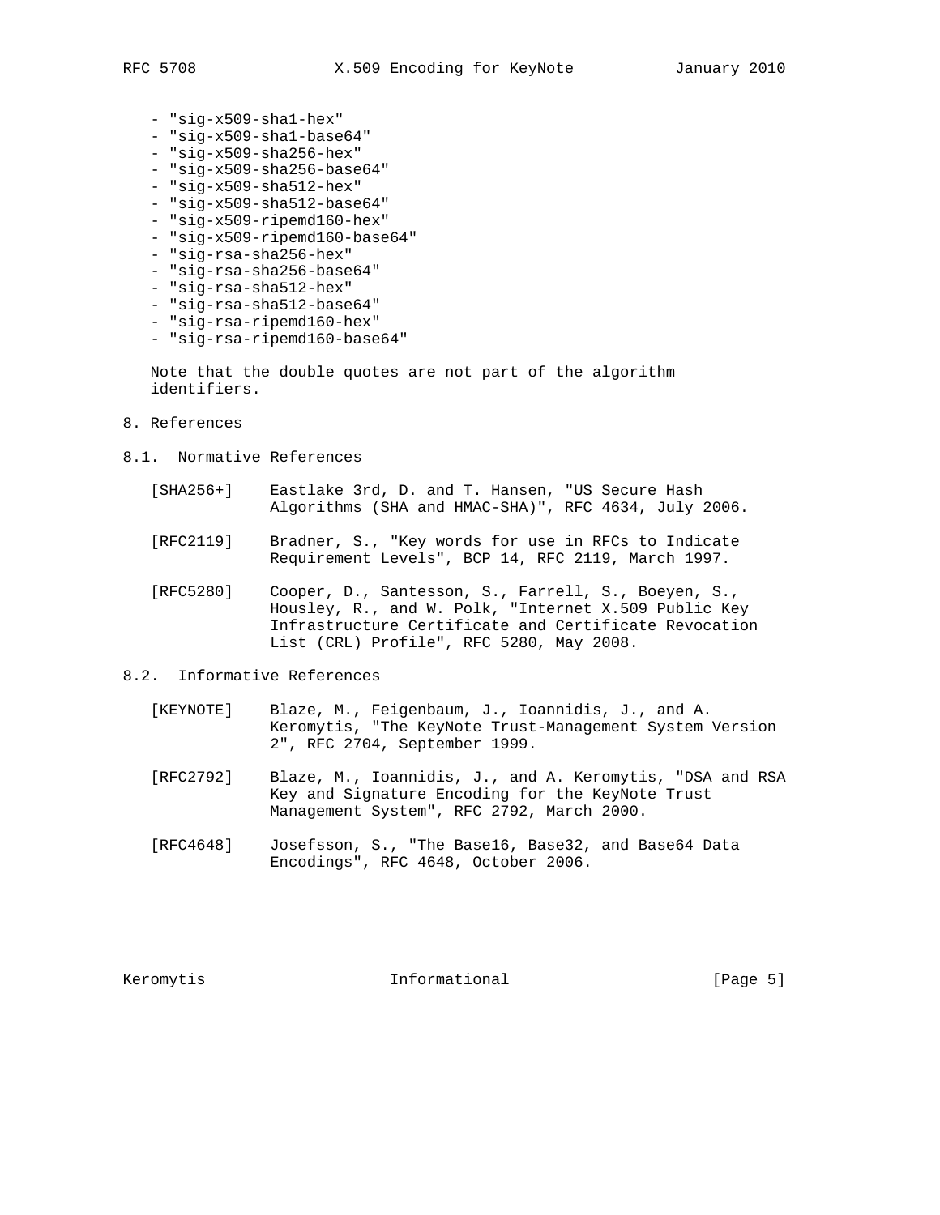- "sig-x509-sha1-hex"
- "sig-x509-sha1-base64"
- "sig-x509-sha256-hex"
- "sig-x509-sha256-base64"
- "sig-x509-sha512-hex"
- "sig-x509-sha512-base64"
- "sig-x509-ripemd160-hex"
- "sig-x509-ripemd160-base64"
- "sig-rsa-sha256-hex"
- "sig-rsa-sha256-base64"
- "sig-rsa-sha512-hex"
- "sig-rsa-sha512-base64"
- "sig-rsa-ripemd160-hex"
- "sig-rsa-ripemd160-base64"

Note that the double quotes are not part of the algorithm identifiers.

# 8. References

## 8.1. Normative References

[SHA256+] Eastlake 3rd, D. and T. Hansen, "US Secure Hash Algorithms (SHA and HMAC-SHA)", RFC 4634, July 2006.

[RFC2119] Bradner, S., "Key words for use in RFCs to Indicate Requirement Levels", BCP 14, RFC 2119, March 1997.

[RFC5280] Cooper, D., Santesson, S., Farrell, S., Boeyen, S., Housley, R., and W. Polk, "Internet X.509 Public Key Infrastructure Certificate and Certificate Revocation List (CRL) Profile", RFC 5280, May 2008.

## 8.2. Informative References

[KEYNOTE] Blaze, M., Feigenbaum, J., Ioannidis, J., and A. Keromytis, "The KeyNote Trust-Management System Version 2", RFC 2704, September 1999.

[RFC2792] Blaze, M., Ioannidis, J., and A. Keromytis, "DSA and RSA Key and Signature Encoding for the KeyNote Trust Management System", RFC 2792, March 2000.

[RFC4648] Josefsson, S., "The Base16, Base32, and Base64 Data Encodings", RFC 4648, October 2006.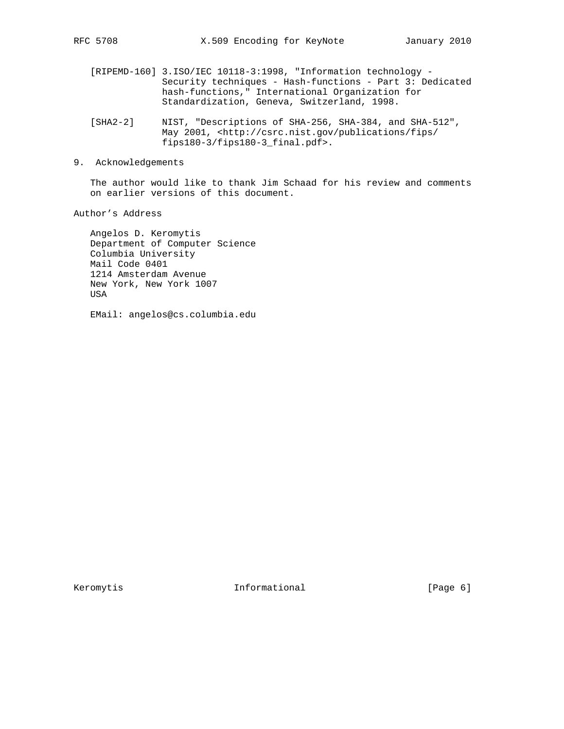[RIPEMD-160] 3.ISO/IEC 10118-3:1998, "Information technology - Security techniques - Hash-functions - Part 3: Dedicated hash-functions," International Organization for Standardization, Geneva, Switzerland, 1998.

[SHA2-2] NIST, "Descriptions of SHA-256, SHA-384, and SHA-512", May 2001, <http://csrc.nist.gov/publications/fips/fips180-3/fips180-3_final.pdf>.

## 9. Acknowledgements

The author would like to thank Jim Schaad for his review and comments on earlier versions of this document.

## Author's Address

Angelos D. Keromytis
Department of Computer Science
Columbia University
Mail Code 0401
1214 Amsterdam Avenue
New York, New York 1007
USA

EMail: angelos@cs.columbia.edu